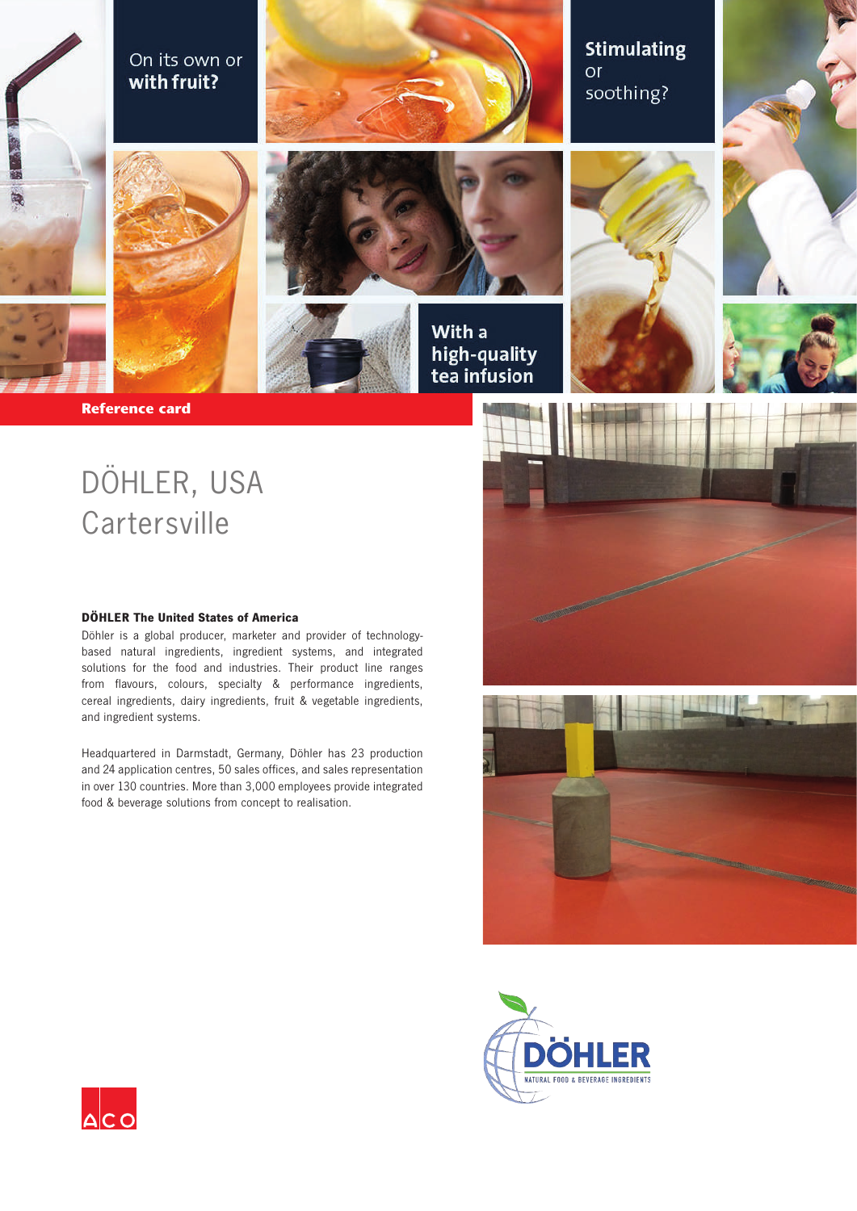On its own or **with fruit?**

**Stimulating** or soothing?

**With a high-quality tea infusion**

**Reference card**

# DÖHLER, USA
# Cartersville

**DÖHLER The United States of America**

Döhler is a global producer, marketer and provider of technology-based natural ingredients, ingredient systems, and integrated solutions for the food and industries. Their product line ranges from flavours, colours, specialty & performance ingredients, cereal ingredients, dairy ingredients, fruit & vegetable ingredients, and ingredient systems.

Headquartered in Darmstadt, Germany, Döhler has 23 production and 24 application centres, 50 sales offices, and sales representation in over 130 countries. More than 3,000 employees provide integrated food & beverage solutions from concept to realisation.

DÖHLER
NATURAL FOOD & BEVERAGE INGREDIENTS

ACO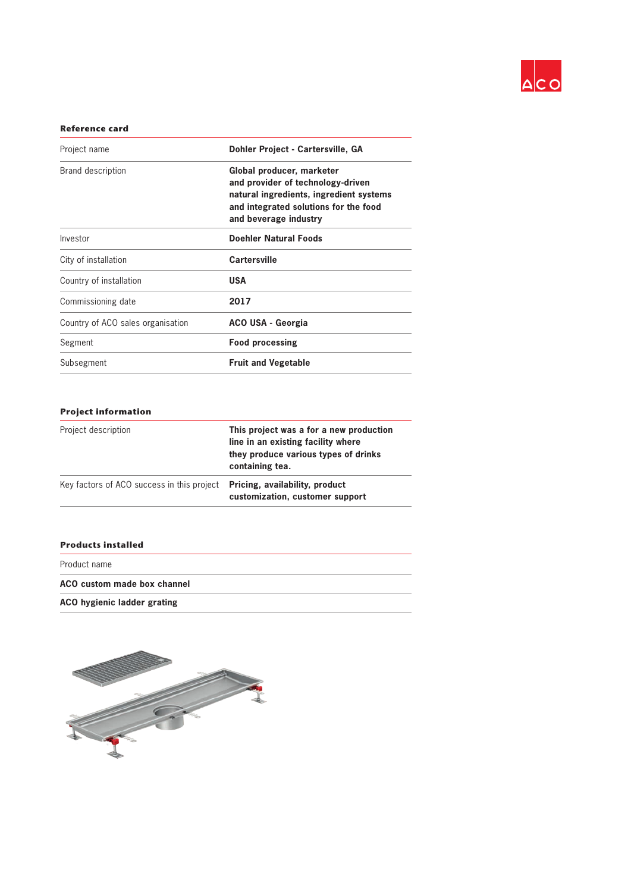### Reference card

| | |
|---|---|
| Project name | **Dohler Project - Cartersville, GA** |
| Brand description | **Global producer, marketer and provider of technology-driven natural ingredients, ingredient systems and integrated solutions for the food and beverage industry** |
| Investor | **Doehler Natural Foods** |
| City of installation | **Cartersville** |
| Country of installation | **USA** |
| Commissioning date | **2017** |
| Country of ACO sales organisation | **ACO USA - Georgia** |
| Segment | **Food processing** |
| Subsegment | **Fruit and Vegetable** |

### Project information

| | |
|---|---|
| Project description | **This project was a for a new production line in an existing facility where they produce various types of drinks containing tea.** |
| Key factors of ACO success in this project | **Pricing, availability, product customization, customer support** |

### Products installed

| Product name |
|---|
| **ACO custom made box channel** |
| **ACO hygienic ladder grating** |